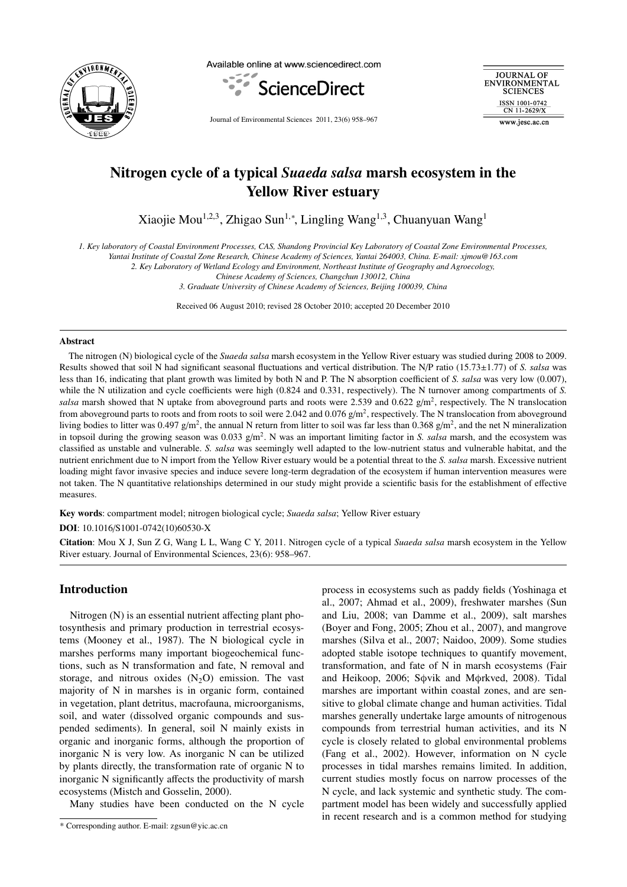# Nitrogen cycle of a typical *Suaeda salsa* marsh ecosystem in the Yellow River estuary

Xiaojie Mou[1,2,3], Zhigao Sun[1,*], Lingling Wang[1,3], Chuanyuan Wang[1]

*1. Key laboratory of Coastal Environment Processes, CAS, Shandong Provincial Key Laboratory of Coastal Zone Environmental Processes, Yantai Institute of Coastal Zone Research, Chinese Academy of Sciences, Yantai 264003, China. E-mail: xjmou@163.com*
*2. Key Laboratory of Wetland Ecology and Environment, Northeast Institute of Geography and Agroecology, Chinese Academy of Sciences, Changchun 130012, China*
*3. Graduate University of Chinese Academy of Sciences, Beijing 100039, China*

Received 06 August 2010; revised 28 October 2010; accepted 20 December 2010

## Abstract

The nitrogen (N) biological cycle of the *Suaeda salsa* marsh ecosystem in the Yellow River estuary was studied during 2008 to 2009. Results showed that soil N had significant seasonal fluctuations and vertical distribution. The N/P ratio (15.73±1.77) of *S. salsa* was less than 16, indicating that plant growth was limited by both N and P. The N absorption coefficient of *S. salsa* was very low (0.007), while the N utilization and cycle coefficients were high (0.824 and 0.331, respectively). The N turnover among compartments of *S. salsa* marsh showed that N uptake from aboveground parts and roots were 2.539 and 0.622 g/m$^2$, respectively. The N translocation from aboveground parts to roots and from roots to soil were 2.042 and 0.076 g/m$^2$, respectively. The N translocation from aboveground living bodies to litter was 0.497 g/m$^2$, the annual N return from litter to soil was far less than 0.368 g/m$^2$, and the net N mineralization in topsoil during the growing season was 0.033 g/m$^2$. N was an important limiting factor in *S. salsa* marsh, and the ecosystem was classified as unstable and vulnerable. *S. salsa* was seemingly well adapted to the low-nutrient status and vulnerable habitat, and the nutrient enrichment due to N import from the Yellow River estuary would be a potential threat to the *S. salsa* marsh. Excessive nutrient loading might favor invasive species and induce severe long-term degradation of the ecosystem if human intervention measures were not taken. The N quantitative relationships determined in our study might provide a scientific basis for the establishment of effective measures.

**Key words**: compartment model; nitrogen biological cycle; *Suaeda salsa*; Yellow River estuary

**DOI**: 10.1016/S1001-0742(10)60530-X

**Citation**: Mou X J, Sun Z G, Wang L L, Wang C Y, 2011. Nitrogen cycle of a typical *Suaeda salsa* marsh ecosystem in the Yellow River estuary. Journal of Environmental Sciences, 23(6): 958–967.

## Introduction

Nitrogen (N) is an essential nutrient affecting plant photosynthesis and primary production in terrestrial ecosystems (Mooney et al., 1987). The N biological cycle in marshes performs many important biogeochemical functions, such as N transformation and fate, N removal and storage, and nitrous oxides ($N_2O$) emission. The vast majority of N in marshes is in organic form, contained in vegetation, plant detritus, macrofauna, microorganisms, soil, and water (dissolved organic compounds and suspended sediments). In general, soil N mainly exists in organic and inorganic forms, although the proportion of inorganic N is very low. As inorganic N can be utilized by plants directly, the transformation rate of organic N to inorganic N significantly affects the productivity of marsh ecosystems (Mistch and Gosselin, 2000).

Many studies have been conducted on the N cycle process in ecosystems such as paddy fields (Yoshinaga et al., 2007; Ahmad et al., 2009), freshwater marshes (Sun and Liu, 2008; van Damme et al., 2009), salt marshes (Boyer and Fong, 2005; Zhou et al., 2007), and mangrove marshes (Silva et al., 2007; Naidoo, 2009). Some studies adopted stable isotope techniques to quantify movement, transformation, and fate of N in marsh ecosystems (Fair and Heikoop, 2006; Sϕvik and Mϕrkved, 2008). Tidal marshes are important within coastal zones, and are sensitive to global climate change and human activities. Tidal marshes generally undertake large amounts of nitrogenous compounds from terrestrial human activities, and its N cycle is closely related to global environmental problems (Fang et al., 2002). However, information on N cycle processes in tidal marshes remains limited. In addition, current studies mostly focus on narrow processes of the N cycle, and lack systemic and synthetic study. The compartment model has been widely and successfully applied in recent research and is a common method for studying

\* Corresponding author. E-mail: zgsun@yic.ac.cn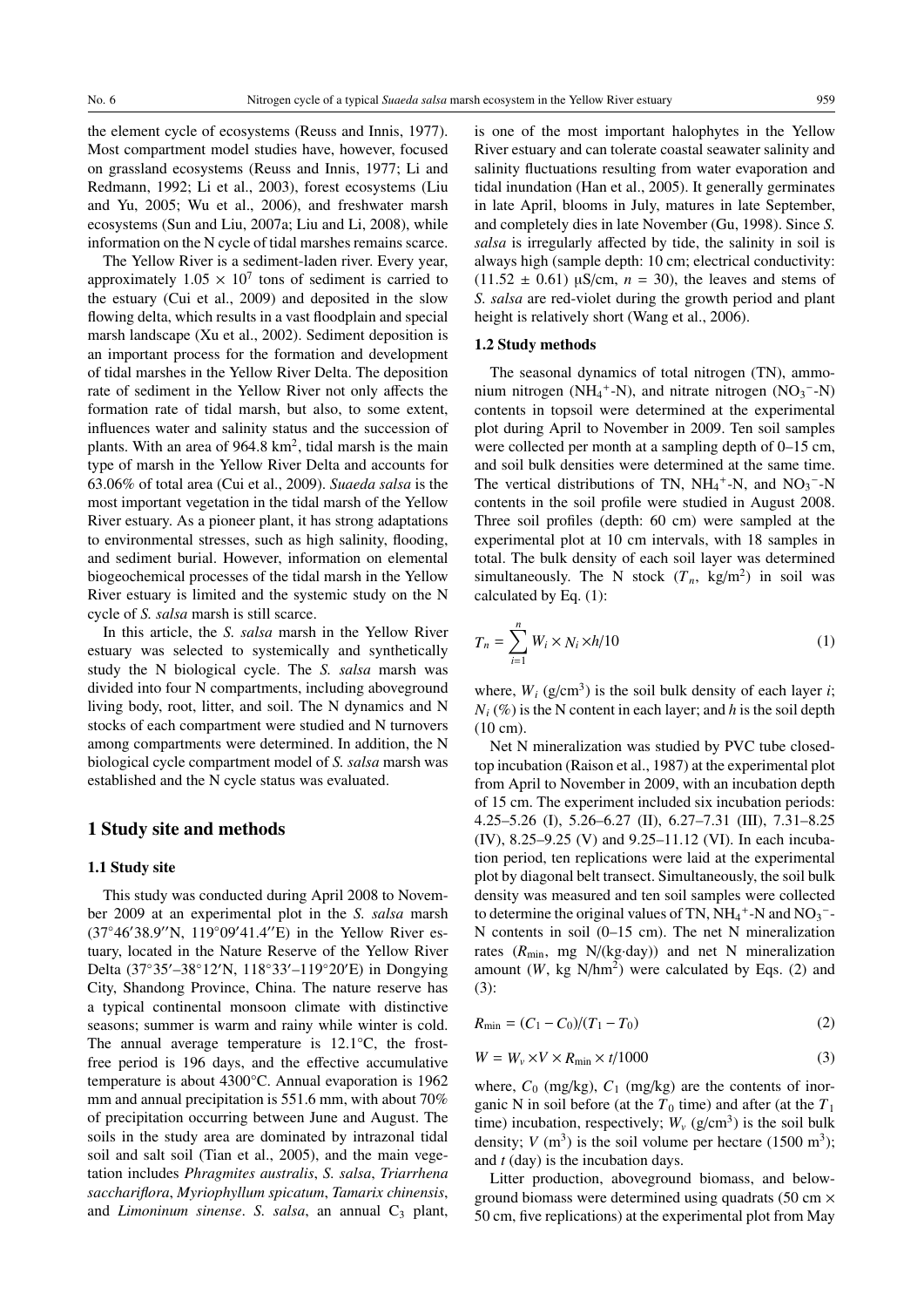the element cycle of ecosystems (Reuss and Innis, 1977). Most compartment model studies have, however, focused on grassland ecosystems (Reuss and Innis, 1977; Li and Redmann, 1992; Li et al., 2003), forest ecosystems (Liu and Yu, 2005; Wu et al., 2006), and freshwater marsh ecosystems (Sun and Liu, 2007a; Liu and Li, 2008), while information on the N cycle of tidal marshes remains scarce.

The Yellow River is a sediment-laden river. Every year, approximately $1.05 \times 10^7$ tons of sediment is carried to the estuary (Cui et al., 2009) and deposited in the slow flowing delta, which results in a vast floodplain and special marsh landscape (Xu et al., 2002). Sediment deposition is an important process for the formation and development of tidal marshes in the Yellow River Delta. The deposition rate of sediment in the Yellow River not only affects the formation rate of tidal marsh, but also, to some extent, influences water and salinity status and the succession of plants. With an area of 964.8 km$^2$, tidal marsh is the main type of marsh in the Yellow River Delta and accounts for 63.06% of total area (Cui et al., 2009). *Suaeda salsa* is the most important vegetation in the tidal marsh of the Yellow River estuary. As a pioneer plant, it has strong adaptations to environmental stresses, such as high salinity, flooding, and sediment burial. However, information on elemental biogeochemical processes of the tidal marsh in the Yellow River estuary is limited and the systemic study on the N cycle of *S. salsa* marsh is still scarce.

In this article, the *S. salsa* marsh in the Yellow River estuary was selected to systemically and synthetically study the N biological cycle. The *S. salsa* marsh was divided into four N compartments, including aboveground living body, root, litter, and soil. The N dynamics and N stocks of each compartment were studied and N turnovers among compartments were determined. In addition, the N biological cycle compartment model of *S. salsa* marsh was established and the N cycle status was evaluated.

## 1 Study site and methods

### 1.1 Study site

This study was conducted during April 2008 to November 2009 at an experimental plot in the *S. salsa* marsh (37°46′38.9″N, 119°09′41.4″E) in the Yellow River estuary, located in the Nature Reserve of the Yellow River Delta (37°35′–38°12′N, 118°33′–119°20′E) in Dongying City, Shandong Province, China. The nature reserve has a typical continental monsoon climate with distinctive seasons; summer is warm and rainy while winter is cold. The annual average temperature is 12.1°C, the frost-free period is 196 days, and the effective accumulative temperature is about 4300°C. Annual evaporation is 1962 mm and annual precipitation is 551.6 mm, with about 70% of precipitation occurring between June and August. The soils in the study area are dominated by intrazonal tidal soil and salt soil (Tian et al., 2005), and the main vegetation includes *Phragmites australis*, *S. salsa*, *Triarrhena sacchariflora*, *Myriophyllum spicatum*, *Tamarix chinensis*, and *Limoninum sinense*. *S. salsa*, an annual $C_3$ plant, is one of the most important halophytes in the Yellow River estuary and can tolerate coastal seawater salinity and salinity fluctuations resulting from water evaporation and tidal inundation (Han et al., 2005). It generally germinates in late April, blooms in July, matures in late September, and completely dies in late November (Gu, 1998). Since *S. salsa* is irregularly affected by tide, the salinity in soil is always high (sample depth: 10 cm; electrical conductivity: (11.52 ± 0.61) μS/cm, $n = 30$), the leaves and stems of *S. salsa* are red-violet during the growth period and plant height is relatively short (Wang et al., 2006).

### 1.2 Study methods

The seasonal dynamics of total nitrogen (TN), ammonium nitrogen ($NH_4^+$-N), and nitrate nitrogen ($NO_3^-$-N) contents in topsoil were determined at the experimental plot during April to November in 2009. Ten soil samples were collected per month at a sampling depth of 0–15 cm, and soil bulk densities were determined at the same time. The vertical distributions of TN, $NH_4^+$-N, and $NO_3^-$-N contents in the soil profile were studied in August 2008. Three soil profiles (depth: 60 cm) were sampled at the experimental plot at 10 cm intervals, with 18 samples in total. The bulk density of each soil layer was determined simultaneously. The N stock ($T_n$, kg/m$^2$) in soil was calculated by Eq. (1):

$$T_n = \sum_{i=1}^{n} W_i \times N_i \times h/10 \tag{1}$$

where, $W_i$ (g/cm$^3$) is the soil bulk density of each layer $i$; $N_i$ (%) is the N content in each layer; and $h$ is the soil depth (10 cm).

Net N mineralization was studied by PVC tube closed-top incubation (Raison et al., 1987) at the experimental plot from April to November in 2009, with an incubation depth of 15 cm. The experiment included six incubation periods: 4.25–5.26 (I), 5.26–6.27 (II), 6.27–7.31 (III), 7.31–8.25 (IV), 8.25–9.25 (V) and 9.25–11.12 (VI). In each incubation period, ten replications were laid at the experimental plot by diagonal belt transect. Simultaneously, the soil bulk density was measured and ten soil samples were collected to determine the original values of TN, $NH_4^+$-N and $NO_3^-$-N contents in soil (0–15 cm). The net N mineralization rates ($R_{\min}$, mg N/(kg·day)) and net N mineralization amount ($W$, kg N/hm$^2$) were calculated by Eqs. (2) and (3):

$$R_{\min} = (C_1 - C_0)/(T_1 - T_0) \tag{2}$$

$$W = W_v \times V \times R_{\min} \times t/1000 \tag{3}$$

where, $C_0$ (mg/kg), $C_1$ (mg/kg) are the contents of inorganic N in soil before (at the $T_0$ time) and after (at the $T_1$ time) incubation, respectively; $W_v$ (g/cm$^3$) is the soil bulk density; $V$ (m$^3$) is the soil volume per hectare (1500 m$^3$); and $t$ (day) is the incubation days.

Litter production, aboveground biomass, and belowground biomass were determined using quadrats (50 cm × 50 cm, five replications) at the experimental plot from May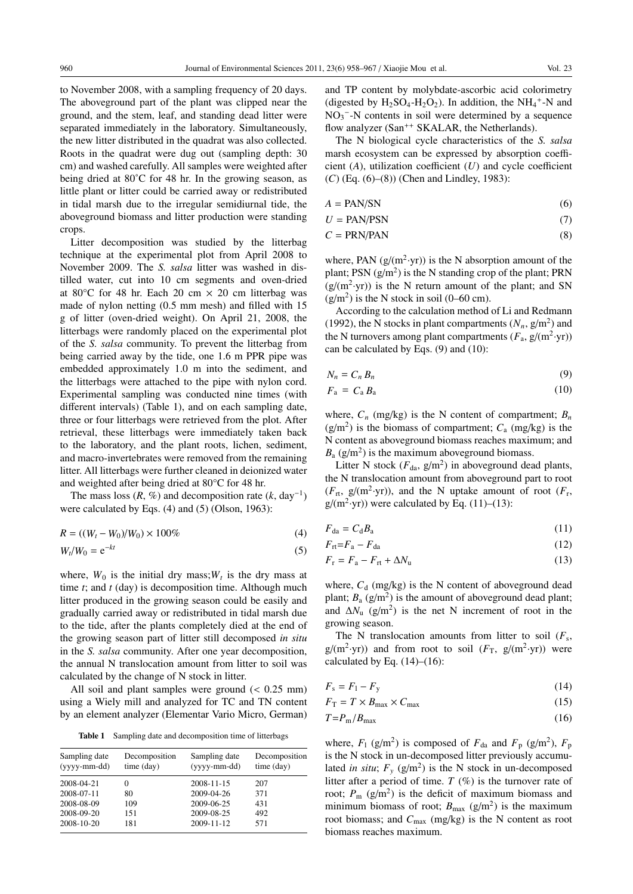to November 2008, with a sampling frequency of 20 days. The aboveground part of the plant was clipped near the ground, and the stem, leaf, and standing dead litter were separated immediately in the laboratory. Simultaneously, the new litter distributed in the quadrat was also collected. Roots in the quadrat were dug out (sampling depth: 30 cm) and washed carefully. All samples were weighted after being dried at 80˚C for 48 hr. In the growing season, as little plant or litter could be carried away or redistributed in tidal marsh due to the irregular semidiurnal tide, the aboveground biomass and litter production were standing crops.

Litter decomposition was studied by the litterbag technique at the experimental plot from April 2008 to November 2009. The *S. salsa* litter was washed in distilled water, cut into 10 cm segments and oven-dried at 80°C for 48 hr. Each 20 cm × 20 cm litterbag was made of nylon netting (0.5 mm mesh) and filled with 15 g of litter (oven-dried weight). On April 21, 2008, the litterbags were randomly placed on the experimental plot of the *S. salsa* community. To prevent the litterbag from being carried away by the tide, one 1.6 m PPR pipe was embedded approximately 1.0 m into the sediment, and the litterbags were attached to the pipe with nylon cord. Experimental sampling was conducted nine times (with different intervals) (Table 1), and on each sampling date, three or four litterbags were retrieved from the plot. After retrieval, these litterbags were immediately taken back to the laboratory, and the plant roots, lichen, sediment, and macro-invertebrates were removed from the remaining litter. All litterbags were further cleaned in deionized water and weighted after being dried at 80°C for 48 hr.

The mass loss ($R$, %) and decomposition rate ($k$, day$^{-1}$) were calculated by Eqs. (4) and (5) (Olson, 1963):

$$R = ((W_t - W_0)/W_0) \times 100\% \tag{4}$$

$$W_t/W_0 = e^{-kt} \tag{5}$$

where, $W_0$ is the initial dry mass; $W_t$ is the dry mass at time $t$; and $t$ (day) is decomposition time. Although much litter produced in the growing season could be easily and gradually carried away or redistributed in tidal marsh due to the tide, after the plants completely died at the end of the growing season part of litter still decomposed *in situ* in the *S. salsa* community. After one year decomposition, the annual N translocation amount from litter to soil was calculated by the change of N stock in litter.

All soil and plant samples were ground (< 0.25 mm) using a Wiely mill and analyzed for TC and TN content by an element analyzer (Elementar Vario Micro, German)

**Table 1** Sampling date and decomposition time of litterbags

| Sampling date (yyyy-mm-dd) | Decomposition time (day) | Sampling date (yyyy-mm-dd) | Decomposition time (day) |
|---|---|---|---|
| 2008-04-21 | 0 | 2008-11-15 | 207 |
| 2008-07-11 | 80 | 2009-04-26 | 371 |
| 2008-08-09 | 109 | 2009-06-25 | 431 |
| 2008-09-20 | 151 | 2009-08-25 | 492 |
| 2008-10-20 | 181 | 2009-11-12 | 571 |

and TP content by molybdate-ascorbic acid colorimetry (digested by $H_2SO_4$-$H_2O_2$). In addition, the $NH_4^+$-N and $NO_3^-$-N contents in soil were determined by a sequence flow analyzer (San$^{++}$ SKALAR, the Netherlands).

The N biological cycle characteristics of the *S. salsa* marsh ecosystem can be expressed by absorption coefficient ($A$), utilization coefficient ($U$) and cycle coefficient ($C$) (Eq. (6)–(8)) (Chen and Lindley, 1983):

$$A = \text{PAN/SN} \tag{6}$$

$$U = \text{PAN/PSN} \tag{7}$$

$$C = \text{PRN/PAN} \tag{8}$$

where, PAN (g/(m$^2$·yr)) is the N absorption amount of the plant; PSN (g/m$^2$) is the N standing crop of the plant; PRN (g/(m$^2$·yr)) is the N return amount of the plant; and SN (g/m$^2$) is the N stock in soil (0–60 cm).

According to the calculation method of Li and Redmann (1992), the N stocks in plant compartments ($N_n$, g/m$^2$) and the N turnovers among plant compartments ($F_a$, g/(m$^2$·yr)) can be calculated by Eqs. (9) and (10):

$$N_n = C_n B_n \tag{9}$$

$$F_a = C_a B_a \tag{10}$$

where, $C_n$ (mg/kg) is the N content of compartment; $B_n$ (g/m$^2$) is the biomass of compartment; $C_a$ (mg/kg) is the N content as aboveground biomass reaches maximum; and $B_a$ (g/m$^2$) is the maximum aboveground biomass.

Litter N stock ($F_{da}$, g/m$^2$) in aboveground dead plants, the N translocation amount from aboveground part to root ($F_{rt}$, g/(m$^2$·yr)), and the N uptake amount of root ($F_r$, g/(m$^2$·yr)) were calculated by Eq. (11)–(13):

$$F_{da} = C_d B_a \tag{11}$$

$$F_{rt} = F_a - F_{da} \tag{12}$$

$$F_r = F_a - F_{rt} + \Delta N_u \tag{13}$$

where, $C_d$ (mg/kg) is the N content of aboveground dead plant; $B_a$ (g/m$^2$) is the amount of aboveground dead plant; and $\Delta N_u$ (g/m$^2$) is the net N increment of root in the growing season.

The N translocation amounts from litter to soil ($F_s$, g/(m$^2$·yr)) and from root to soil ($F_T$, g/(m$^2$·yr)) were calculated by Eq. (14)–(16):

$$F_s = F_l - F_y \tag{14}$$

$$F_T = T \times B_{max} \times C_{max} \tag{15}$$

$$T = P_m / B_{max} \tag{16}$$

where, $F_l$ (g/m$^2$) is composed of $F_{da}$ and $F_p$ (g/m$^2$), $F_p$ is the N stock in un-decomposed litter previously accumulated *in situ*; $F_y$ (g/m$^2$) is the N stock in un-decomposed litter after a period of time. $T$ (%) is the turnover rate of root; $P_m$ (g/m$^2$) is the deficit of maximum biomass and minimum biomass of root; $B_{max}$ (g/m$^2$) is the maximum root biomass; and $C_{max}$ (mg/kg) is the N content as root biomass reaches maximum.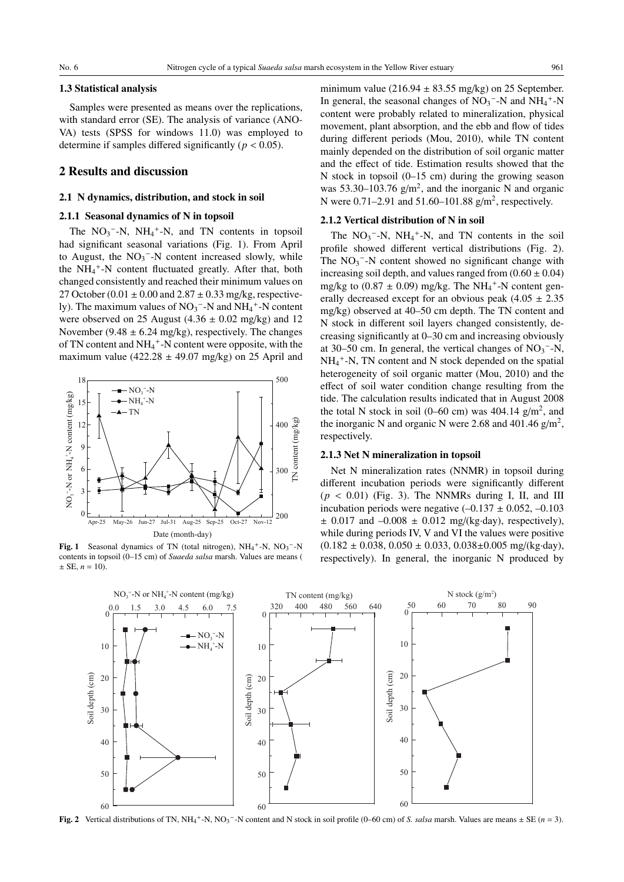### 1.3 Statistical analysis

Samples were presented as means over the replications, with standard error (SE). The analysis of variance (ANOVA) tests (SPSS for windows 11.0) was employed to determine if samples differed significantly ($p < 0.05$).

## 2 Results and discussion

### 2.1 N dynamics, distribution, and stock in soil

#### 2.1.1 Seasonal dynamics of N in topsoil

The $NO_3^-$-N, $NH_4^+$-N, and TN contents in topsoil had significant seasonal variations (Fig. 1). From April to August, the $NO_3^-$-N content increased slowly, while the $NH_4^+$-N content fluctuated greatly. After that, both changed consistently and reached their minimum values on 27 October (0.01 ± 0.00 and 2.87 ± 0.33 mg/kg, respectively). The maximum values of $NO_3^-$-N and $NH_4^+$-N content were observed on 25 August (4.36 ± 0.02 mg/kg) and 12 November (9.48 ± 6.24 mg/kg), respectively. The changes of TN content and $NH_4^+$-N content were opposite, with the maximum value (422.28 ± 49.07 mg/kg) on 25 April and minimum value (216.94 ± 83.55 mg/kg) on 25 September. In general, the seasonal changes of $NO_3^-$-N and $NH_4^+$-N content were probably related to mineralization, physical movement, plant absorption, and the ebb and flow of tides during different periods (Mou, 2010), while TN content mainly depended on the distribution of soil organic matter and the effect of tide. Estimation results showed that the N stock in topsoil (0–15 cm) during the growing season was 53.30–103.76 g/m$^2$, and the inorganic N and organic N were 0.71–2.91 and 51.60–101.88 g/m$^2$, respectively.

**Fig. 1** Seasonal dynamics of TN (total nitrogen), $NH_4^+$-N, $NO_3^-$-N contents in topsoil (0–15 cm) of *Suaeda salsa* marsh. Values are means (± SE, $n$ = 10).

#### 2.1.2 Vertical distribution of N in soil

The $NO_3^-$-N, $NH_4^+$-N, and TN contents in the soil profile showed different vertical distributions (Fig. 2). The $NO_3^-$-N content showed no significant change with increasing soil depth, and values ranged from (0.60 ± 0.04) mg/kg to (0.87 ± 0.09) mg/kg. The $NH_4^+$-N content generally decreased except for an obvious peak (4.05 ± 2.35 mg/kg) observed at 40–50 cm depth. The TN content and N stock in different soil layers changed consistently, decreasing significantly at 0–30 cm and increasing obviously at 30–50 cm. In general, the vertical changes of $NO_3^-$-N, $NH_4^+$-N, TN content and N stock depended on the spatial heterogeneity of soil organic matter (Mou, 2010) and the effect of soil water condition change resulting from the tide. The calculation results indicated that in August 2008 the total N stock in soil (0–60 cm) was 404.14 g/m$^2$, and the inorganic N and organic N were 2.68 and 401.46 g/m$^2$, respectively.

#### 2.1.3 Net N mineralization in topsoil

Net N mineralization rates (NNMR) in topsoil during different incubation periods were significantly different ($p < 0.01$) (Fig. 3). The NNMRs during I, II, and III incubation periods were negative (–0.137 ± 0.052, –0.103 ± 0.017 and –0.008 ± 0.012 mg/(kg·day), respectively), while during periods IV, V and VI the values were positive (0.182 ± 0.038, 0.050 ± 0.033, 0.038±0.005 mg/(kg·day), respectively). In general, the inorganic N produced by

**Fig. 2** Vertical distributions of TN, $NH_4^+$-N, $NO_3^-$-N content and N stock in soil profile (0–60 cm) of *S. salsa* marsh. Values are means ± SE ($n$ = 3).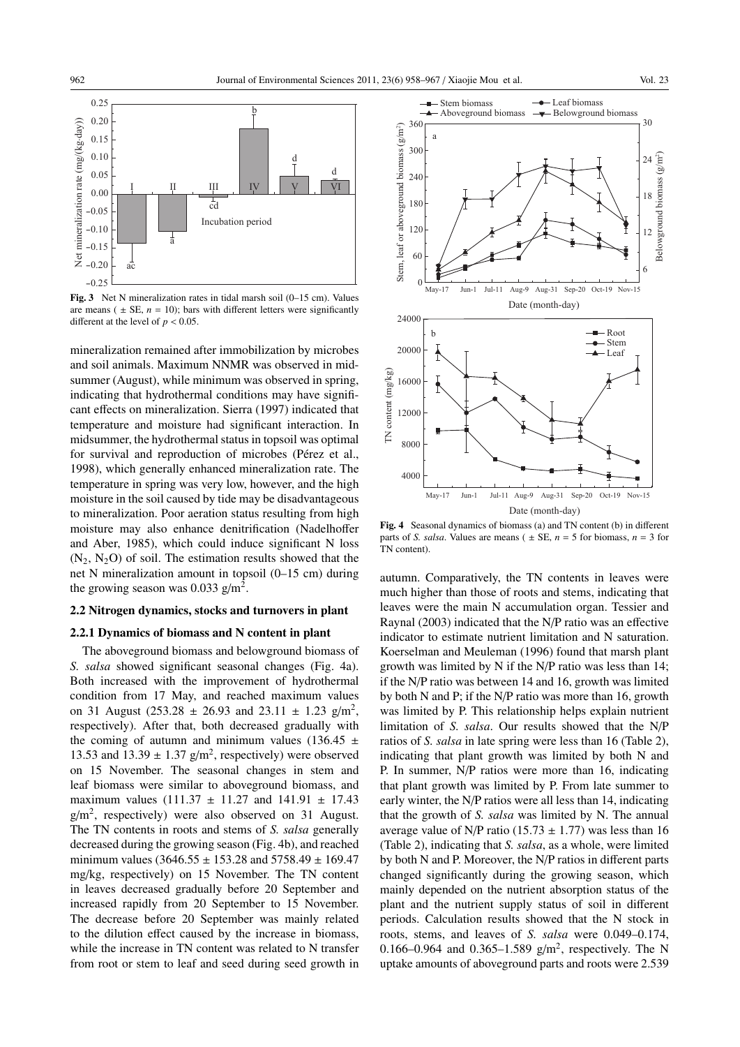**Fig. 3** Net N mineralization rates in tidal marsh soil (0–15 cm). Values are means ( ± SE, $n$ = 10); bars with different letters were significantly different at the level of $p < 0.05$.

mineralization remained after immobilization by microbes and soil animals. Maximum NNMR was observed in midsummer (August), while minimum was observed in spring, indicating that hydrothermal conditions may have significant effects on mineralization. Sierra (1997) indicated that temperature and moisture had significant interaction. In midsummer, the hydrothermal status in topsoil was optimal for survival and reproduction of microbes (Pérez et al., 1998), which generally enhanced mineralization rate. The temperature in spring was very low, however, and the high moisture in the soil caused by tide may be disadvantageous to mineralization. Poor aeration status resulting from high moisture may also enhance denitrification (Nadelhoffer and Aber, 1985), which could induce significant N loss ($N_2$, $N_2O$) of soil. The estimation results showed that the net N mineralization amount in topsoil (0–15 cm) during the growing season was 0.033 g/m$^2$.

## 2.2 Nitrogen dynamics, stocks and turnovers in plant

### 2.2.1 Dynamics of biomass and N content in plant

The aboveground biomass and belowground biomass of *S. salsa* showed significant seasonal changes (Fig. 4a). Both increased with the improvement of hydrothermal condition from 17 May, and reached maximum values on 31 August (253.28 ± 26.93 and 23.11 ± 1.23 g/m$^2$, respectively). After that, both decreased gradually with the coming of autumn and minimum values (136.45 ± 13.53 and 13.39 ± 1.37 g/m$^2$, respectively) were observed on 15 November. The seasonal changes in stem and leaf biomass were similar to aboveground biomass, and maximum values (111.37 ± 11.27 and 141.91 ± 17.43 g/m$^2$, respectively) were also observed on 31 August. The TN contents in roots and stems of *S. salsa* generally decreased during the growing season (Fig. 4b), and reached minimum values (3646.55 ± 153.28 and 5758.49 ± 169.47 mg/kg, respectively) on 15 November. The TN content in leaves decreased gradually before 20 September and increased rapidly from 20 September to 15 November. The decrease before 20 September was mainly related to the dilution effect caused by the increase in biomass, while the increase in TN content was related to N transfer from root or stem to leaf and seed during seed growth in autumn. Comparatively, the TN contents in leaves were much higher than those of roots and stems, indicating that leaves were the main N accumulation organ. Tessier and Raynal (2003) indicated that the N/P ratio was an effective indicator to estimate nutrient limitation and N saturation. Koerselman and Meuleman (1996) found that marsh plant growth was limited by N if the N/P ratio was less than 14; if the N/P ratio was between 14 and 16, growth was limited by both N and P; if the N/P ratio was more than 16, growth was limited by P. This relationship helps explain nutrient limitation of *S. salsa*. Our results showed that the N/P ratios of *S. salsa* in late spring were less than 16 (Table 2), indicating that plant growth was limited by both N and P. In summer, N/P ratios were more than 16, indicating that plant growth was limited by P. From late summer to early winter, the N/P ratios were all less than 14, indicating that the growth of *S. salsa* was limited by N. The annual average value of N/P ratio (15.73 ± 1.77) was less than 16 (Table 2), indicating that *S. salsa*, as a whole, were limited by both N and P. Moreover, the N/P ratios in different parts changed significantly during the growing season, which mainly depended on the nutrient absorption status of the plant and the nutrient supply status of soil in different periods. Calculation results showed that the N stock in roots, stems, and leaves of *S. salsa* were 0.049–0.174, 0.166–0.964 and 0.365–1.589 g/m$^2$, respectively. The N uptake amounts of aboveground parts and roots were 2.539

**Fig. 4** Seasonal dynamics of biomass (a) and TN content (b) in different parts of *S. salsa*. Values are means ( ± SE, $n$ = 5 for biomass, $n$ = 3 for TN content).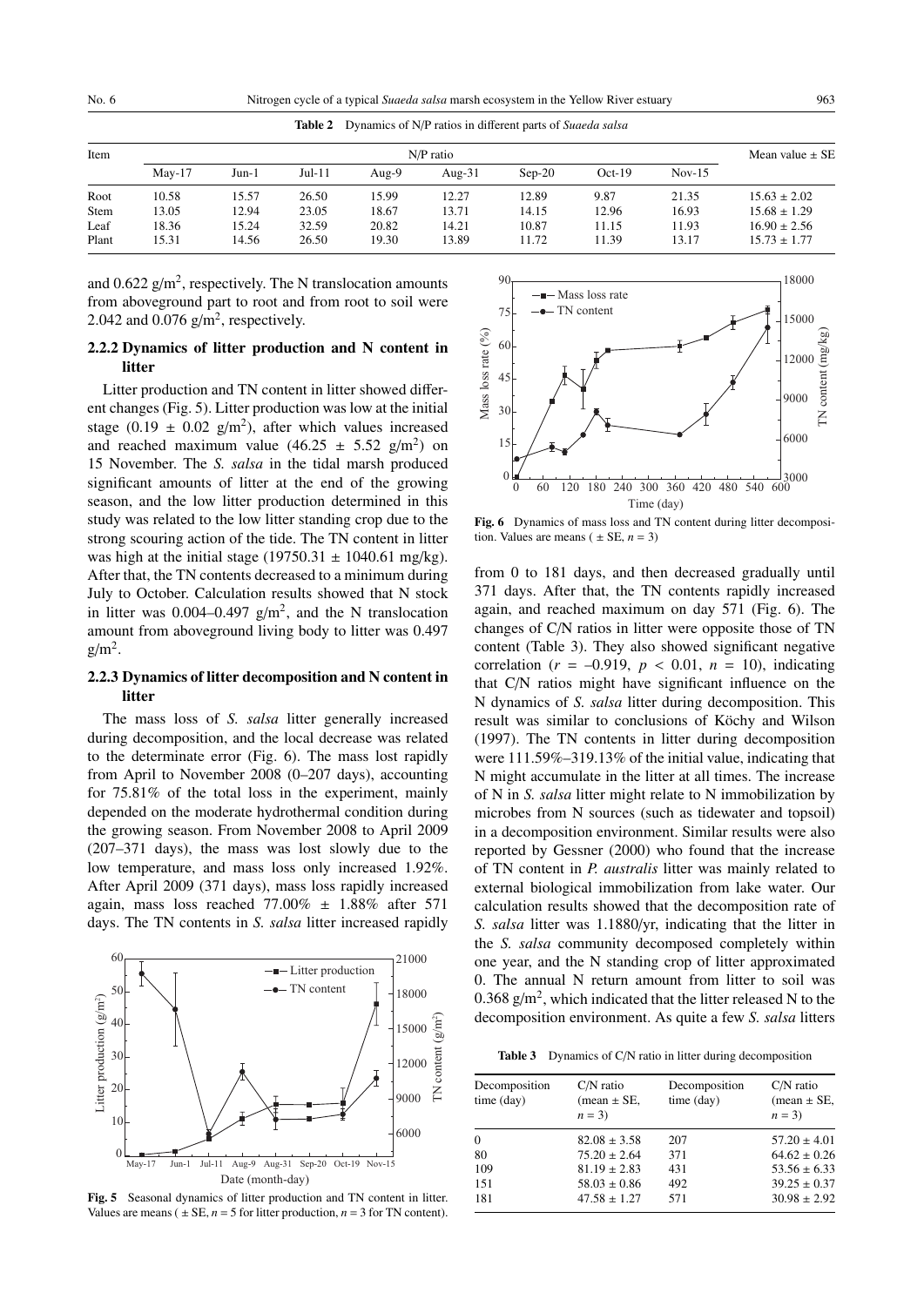**Table 2** Dynamics of N/P ratios in different parts of *Suaeda salsa*

| Item | N/P ratio | | | | | | | | Mean value ± SE |
|---|---|---|---|---|---|---|---|---|---|
| | May-17 | Jun-1 | Jul-11 | Aug-9 | Aug-31 | Sep-20 | Oct-19 | Nov-15 | |
| Root | 10.58 | 15.57 | 26.50 | 15.99 | 12.27 | 12.89 | 9.87 | 21.35 | 15.63 ± 2.02 |
| Stem | 13.05 | 12.94 | 23.05 | 18.67 | 13.71 | 14.15 | 12.96 | 16.93 | 15.68 ± 1.29 |
| Leaf | 18.36 | 15.24 | 32.59 | 20.82 | 14.21 | 10.87 | 11.15 | 11.93 | 16.90 ± 2.56 |
| Plant | 15.31 | 14.56 | 26.50 | 19.30 | 13.89 | 11.72 | 11.39 | 13.17 | 15.73 ± 1.77 |

and 0.622 $g/m^2$, respectively. The N translocation amounts from aboveground part to root and from root to soil were 2.042 and 0.076 $g/m^2$, respectively.

### 2.2.2 Dynamics of litter production and N content in litter

Litter production and TN content in litter showed different changes (Fig. 5). Litter production was low at the initial stage (0.19 ± 0.02 $g/m^2$), after which values increased and reached maximum value (46.25 ± 5.52 $g/m^2$) on 15 November. The *S. salsa* in the tidal marsh produced significant amounts of litter at the end of the growing season, and the low litter production determined in this study was related to the low litter standing crop due to the strong scouring action of the tide. The TN content in litter was high at the initial stage (19750.31 ± 1040.61 mg/kg). After that, the TN contents decreased to a minimum during July to October. Calculation results showed that N stock in litter was 0.004–0.497 $g/m^2$, and the N translocation amount from aboveground living body to litter was 0.497 $g/m^2$.

### 2.2.3 Dynamics of litter decomposition and N content in litter

The mass loss of *S. salsa* litter generally increased during decomposition, and the local decrease was related to the determinate error (Fig. 6). The mass lost rapidly from April to November 2008 (0–207 days), accounting for 75.81% of the total loss in the experiment, mainly depended on the moderate hydrothermal condition during the growing season. From November 2008 to April 2009 (207–371 days), the mass was lost slowly due to the low temperature, and mass loss only increased 1.92%. After April 2009 (371 days), mass loss rapidly increased again, mass loss reached 77.00% ± 1.88% after 571 days. The TN contents in *S. salsa* litter increased rapidly

**Fig. 5** Seasonal dynamics of litter production and TN content in litter. Values are means ( ± SE, $n$ = 5 for litter production, $n$ = 3 for TN content).

**Fig. 6** Dynamics of mass loss and TN content during litter decomposition. Values are means ( ± SE, $n$ = 3)

from 0 to 181 days, and then decreased gradually until 371 days. After that, the TN contents rapidly increased again, and reached maximum on day 571 (Fig. 6). The changes of C/N ratios in litter were opposite those of TN content (Table 3). They also showed significant negative correlation ($r$ = –0.919, $p$ < 0.01, $n$ = 10), indicating that C/N ratios might have significant influence on the N dynamics of *S. salsa* litter during decomposition. This result was similar to conclusions of Köchy and Wilson (1997). The TN contents in litter during decomposition were 111.59%–319.13% of the initial value, indicating that N might accumulate in the litter at all times. The increase of N in *S. salsa* litter might relate to N immobilization by microbes from N sources (such as tidewater and topsoil) in a decomposition environment. Similar results were also reported by Gessner (2000) who found that the increase of TN content in *P. australis* litter was mainly related to external biological immobilization from lake water. Our calculation results showed that the decomposition rate of *S. salsa* litter was 1.1880/yr, indicating that the litter in the *S. salsa* community decomposed completely within one year, and the N standing crop of litter approximated 0. The annual N return amount from litter to soil was 0.368 $g/m^2$, which indicated that the litter released N to the decomposition environment. As quite a few *S. salsa* litters

**Table 3** Dynamics of C/N ratio in litter during decomposition

| Decomposition time (day) | C/N ratio (mean ± SE, $n$ = 3) | Decomposition time (day) | C/N ratio (mean ± SE, $n$ = 3) |
|---|---|---|---|
| 0 | 82.08 ± 3.58 | 207 | 57.20 ± 4.01 |
| 80 | 75.20 ± 2.64 | 371 | 64.62 ± 0.26 |
| 109 | 81.19 ± 2.83 | 431 | 53.56 ± 6.33 |
| 151 | 58.03 ± 0.86 | 492 | 39.25 ± 0.37 |
| 181 | 47.58 ± 1.27 | 571 | 30.98 ± 2.92 |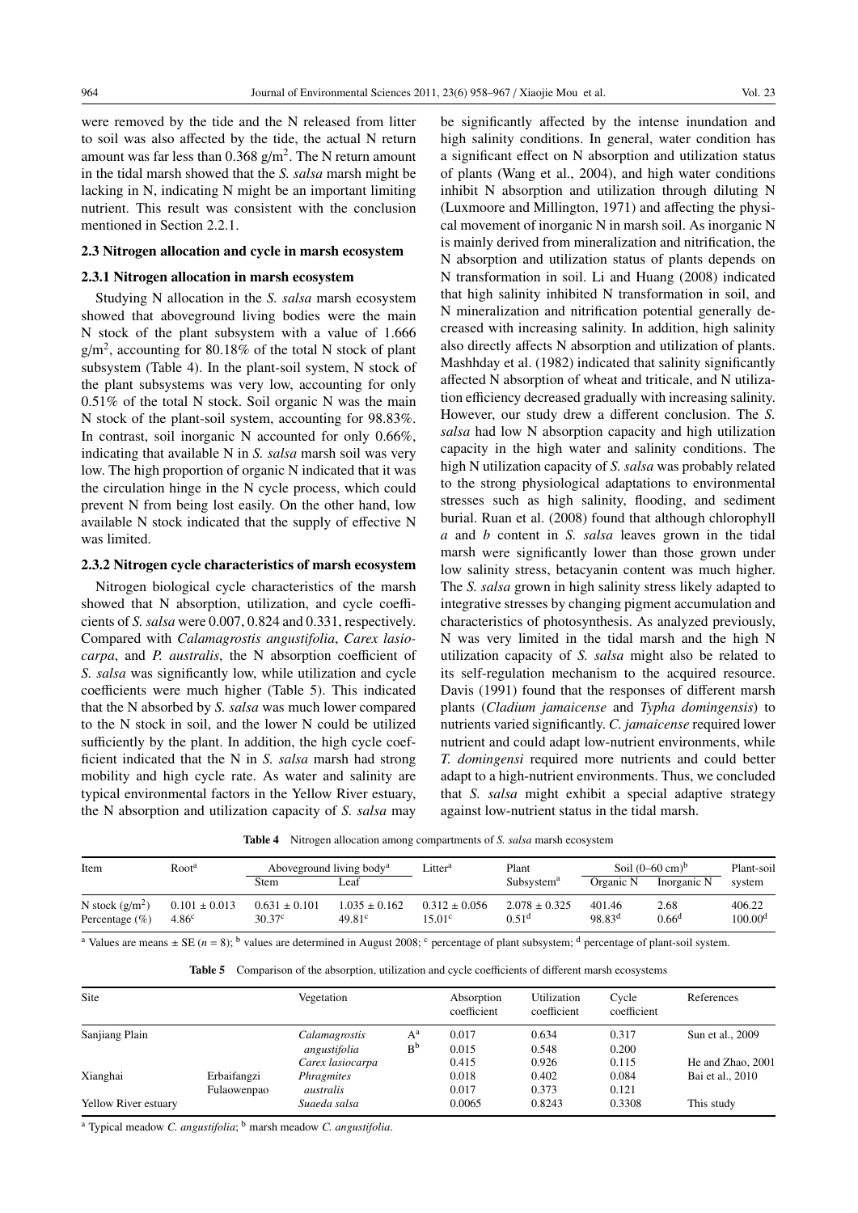were removed by the tide and the N released from litter to soil was also affected by the tide, the actual N return amount was far less than 0.368 g/m$^2$. The N return amount in the tidal marsh showed that the *S. salsa* marsh might be lacking in N, indicating N might be an important limiting nutrient. This result was consistent with the conclusion mentioned in Section 2.2.1.

## 2.3 Nitrogen allocation and cycle in marsh ecosystem

### 2.3.1 Nitrogen allocation in marsh ecosystem

Studying N allocation in the *S. salsa* marsh ecosystem showed that aboveground living bodies were the main N stock of the plant subsystem with a value of 1.666 g/m$^2$, accounting for 80.18% of the total N stock of plant subsystem (Table 4). In the plant-soil system, N stock of the plant subsystems was very low, accounting for only 0.51% of the total N stock. Soil organic N was the main N stock of the plant-soil system, accounting for 98.83%. In contrast, soil inorganic N accounted for only 0.66%, indicating that available N in *S. salsa* marsh soil was very low. The high proportion of organic N indicated that it was the circulation hinge in the N cycle process, which could prevent N from being lost easily. On the other hand, low available N stock indicated that the supply of effective N was limited.

### 2.3.2 Nitrogen cycle characteristics of marsh ecosystem

Nitrogen biological cycle characteristics of the marsh showed that N absorption, utilization, and cycle coefficients of *S. salsa* were 0.007, 0.824 and 0.331, respectively. Compared with *Calamagrostis angustifolia*, *Carex lasiocarpa*, and *P. australis*, the N absorption coefficient of *S. salsa* was significantly low, while utilization and cycle coefficients were much higher (Table 5). This indicated that the N absorbed by *S. salsa* was much lower compared to the N stock in soil, and the lower N could be utilized sufficiently by the plant. In addition, the high cycle coefficient indicated that the N in *S. salsa* marsh had strong mobility and high cycle rate. As water and salinity are typical environmental factors in the Yellow River estuary, the N absorption and utilization capacity of *S. salsa* may be significantly affected by the intense inundation and high salinity conditions. In general, water condition has a significant effect on N absorption and utilization status of plants (Wang et al., 2004), and high water conditions inhibit N absorption and utilization through diluting N (Luxmoore and Millington, 1971) and affecting the physical movement of inorganic N in marsh soil. As inorganic N is mainly derived from mineralization and nitrification, the N absorption and utilization status of plants depends on N transformation in soil. Li and Huang (2008) indicated that high salinity inhibited N transformation in soil, and N mineralization and nitrification potential generally decreased with increasing salinity. In addition, high salinity also directly affects N absorption and utilization of plants. Mashhday et al. (1982) indicated that salinity significantly affected N absorption of wheat and triticale, and N utilization efficiency decreased gradually with increasing salinity. However, our study drew a different conclusion. The *S. salsa* had low N absorption capacity and high utilization capacity in the high water and salinity conditions. The high N utilization capacity of *S. salsa* was probably related to the strong physiological adaptations to environmental stresses such as high salinity, flooding, and sediment burial. Ruan et al. (2008) found that although chlorophyll *a* and *b* content in *S. salsa* leaves grown in the tidal marsh were significantly lower than those grown under low salinity stress, betacyanin content was much higher. The *S. salsa* grown in high salinity stress likely adapted to integrative stresses by changing pigment accumulation and characteristics of photosynthesis. As analyzed previously, N was very limited in the tidal marsh and the high N utilization capacity of *S. salsa* might also be related to its self-regulation mechanism to the acquired resource. Davis (1991) found that the responses of different marsh plants (*Cladium jamaicense* and *Typha domingensis*) to nutrients varied significantly. *C. jamaicense* required lower nutrient and could adapt low-nutrient environments, while *T. domingensi* required more nutrients and could better adapt to a high-nutrient environments. Thus, we concluded that *S. salsa* might exhibit a special adaptive strategy against low-nutrient status in the tidal marsh.

**Table 4** Nitrogen allocation among compartments of *S. salsa* marsh ecosystem

| Item | Root[a] | Aboveground living body[a] | | Litter[a] | Plant Subsystem[a] | Soil (0–60 cm)[b] | | Plant-soil system |
|---|---|---|---|---|---|---|---|---|
| | | Stem | Leaf | | | Organic N | Inorganic N | |
| N stock (g/m$^2$) | 0.101 ± 0.013 | 0.631 ± 0.101 | 1.035 ± 0.162 | 0.312 ± 0.056 | 2.078 ± 0.325 | 401.46 | 2.68 | 406.22 |
| Percentage (%) | 4.86[c] | 30.37[c] | 49.81[c] | 15.01[c] | 0.51[d] | 98.83[d] | 0.66[d] | 100.00[d] |

[a] Values are means ± SE ($n$ = 8); [b] values are determined in August 2008; [c] percentage of plant subsystem; [d] percentage of plant-soil system.

**Table 5** Comparison of the absorption, utilization and cycle coefficients of different marsh ecosystems

| Site | | Vegetation | | Absorption coefficient | Utilization coefficient | Cycle coefficient | References |
|---|---|---|---|---|---|---|---|
| Sanjiang Plain | | *Calamagrostis angustifolia* | A[a] | 0.017 | 0.634 | 0.317 | Sun et al., 2009 |
| | | | B[b] | 0.015 | 0.548 | 0.200 | |
| | | *Carex lasiocarpa* | | 0.415 | 0.926 | 0.115 | He and Zhao, 2001 |
| Xianghai | Erbaifangzi | *Phragmites australis* | | 0.018 | 0.402 | 0.084 | Bai et al., 2010 |
| | Fulaowenpao | | | 0.017 | 0.373 | 0.121 | |
| Yellow River estuary | | *Suaeda salsa* | | 0.0065 | 0.8243 | 0.3308 | This study |

[a] Typical meadow *C. angustifolia*; [b] marsh meadow *C. angustifolia*.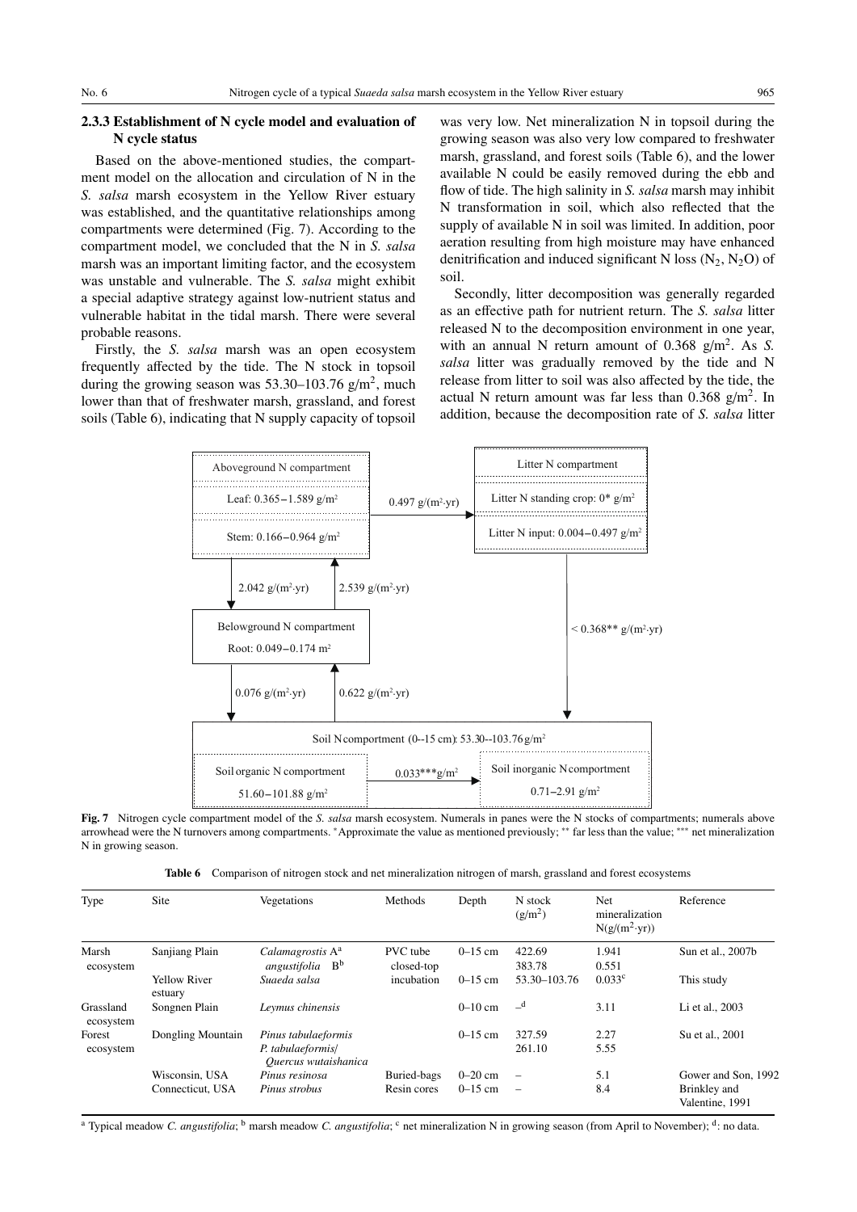### 2.3.3 Establishment of N cycle model and evaluation of N cycle status

Based on the above-mentioned studies, the compartment model on the allocation and circulation of N in the *S. salsa* marsh ecosystem in the Yellow River estuary was established, and the quantitative relationships among compartments were determined (Fig. 7). According to the compartment model, we concluded that the N in *S. salsa* marsh was an important limiting factor, and the ecosystem was unstable and vulnerable. The *S. salsa* might exhibit a special adaptive strategy against low-nutrient status and vulnerable habitat in the tidal marsh. There were several probable reasons.

Firstly, the *S. salsa* marsh was an open ecosystem frequently affected by the tide. The N stock in topsoil during the growing season was 53.30–103.76 g/m$^2$, much lower than that of freshwater marsh, grassland, and forest soils (Table 6), indicating that N supply capacity of topsoil was very low. Net mineralization N in topsoil during the growing season was also very low compared to freshwater marsh, grassland, and forest soils (Table 6), and the lower available N could be easily removed during the ebb and flow of tide. The high salinity in *S. salsa* marsh may inhibit N transformation in soil, which also reflected that the supply of available N in soil was limited. In addition, poor aeration resulting from high moisture may have enhanced denitrification and induced significant N loss ($N_2$, $N_2O$) of soil.

Secondly, litter decomposition was generally regarded as an effective path for nutrient return. The *S. salsa* litter released N to the decomposition environment in one year, with an annual N return amount of 0.368 g/m$^2$. As *S. salsa* litter was gradually removed by the tide and N release from litter to soil was also affected by the tide, the actual N return amount was far less than 0.368 g/m$^2$. In addition, because the decomposition rate of *S. salsa* litter

**Fig. 7** Nitrogen cycle compartment model of the *S. salsa* marsh ecosystem. Numerals in panes were the N stocks of compartments; numerals above arrowhead were the N turnovers among compartments. * Approximate the value as mentioned previously; ** far less than the value; *** net mineralization N in growing season.

**Table 6** Comparison of nitrogen stock and net mineralization nitrogen of marsh, grassland and forest ecosystems

| Type | Site | Vegetations | Methods | Depth | N stock (g/m$^2$) | Net mineralization N(g/(m$^2$·yr)) | Reference |
|---|---|---|---|---|---|---|---|
| Marsh ecosystem | Sanjiang Plain | *Calamagrostis angustifolia* A[a] | PVC tube closed-top incubation | 0–15 cm | 422.69 | 1.941 | Sun et al., 2007b |
| | | *Calamagrostis angustifolia* B[b] | | | 383.78 | 0.551 | |
| | Yellow River estuary | *Suaeda salsa* | | 0–15 cm | 53.30–103.76 | 0.033[c] | This study |
| Grassland ecosystem | Songnen Plain | *Leymus chinensis* | | 0–10 cm | –[d] | 3.11 | Li et al., 2003 |
| Forest ecosystem | Dongling Mountain | *Pinus tabulaeformis* | | 0–15 cm | 327.59 | 2.27 | Su et al., 2001 |
| | | *P. tabulaeformis*/ *Quercus wutaishanica* | | | 261.10 | 5.55 | |
| | Wisconsin, USA | *Pinus resinosa* | Buried-bags | 0–20 cm | – | 5.1 | Gower and Son, 1992 |
| | Connecticut, USA | *Pinus strobus* | Resin cores | 0–15 cm | – | 8.4 | Brinkley and Valentine, 1991 |

[a] Typical meadow *C. angustifolia*; [b] marsh meadow *C. angustifolia*; [c] net mineralization N in growing season (from April to November); [d]: no data.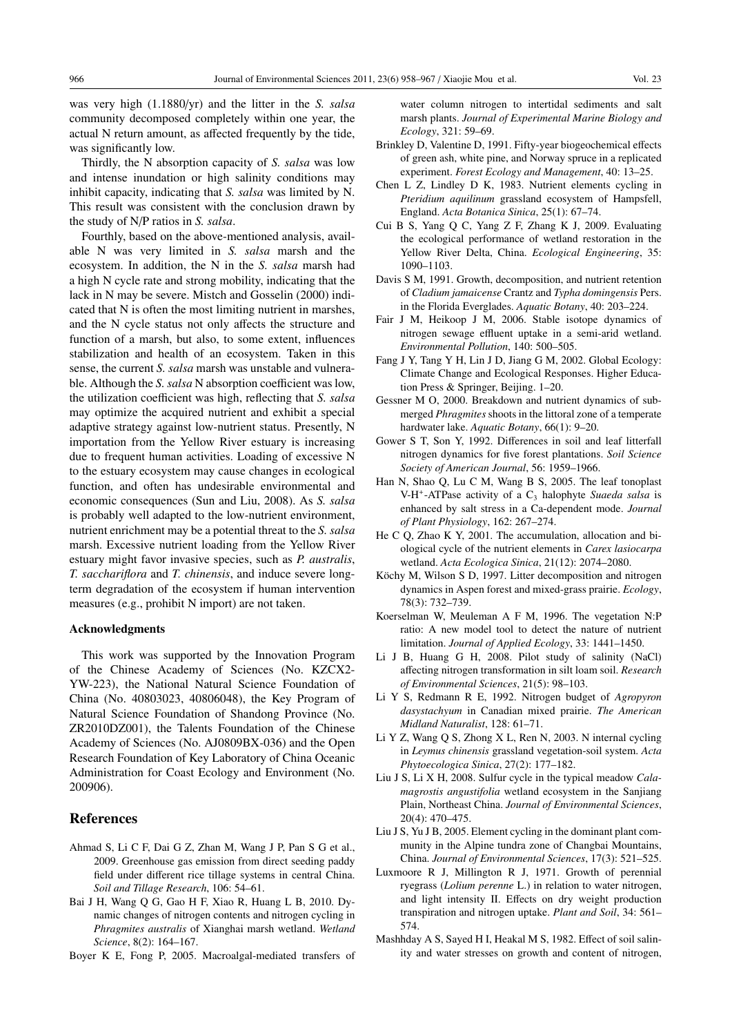was very high (1.1880/yr) and the litter in the *S. salsa* community decomposed completely within one year, the actual N return amount, as affected frequently by the tide, was significantly low.

Thirdly, the N absorption capacity of *S. salsa* was low and intense inundation or high salinity conditions may inhibit capacity, indicating that *S. salsa* was limited by N. This result was consistent with the conclusion drawn by the study of N/P ratios in *S. salsa*.

Fourthly, based on the above-mentioned analysis, available N was very limited in *S. salsa* marsh and the ecosystem. In addition, the N in the *S. salsa* marsh had a high N cycle rate and strong mobility, indicating that the lack in N may be severe. Mistch and Gosselin (2000) indicated that N is often the most limiting nutrient in marshes, and the N cycle status not only affects the structure and function of a marsh, but also, to some extent, influences stabilization and health of an ecosystem. Taken in this sense, the current *S. salsa* marsh was unstable and vulnerable. Although the *S. salsa* N absorption coefficient was low, the utilization coefficient was high, reflecting that *S. salsa* may optimize the acquired nutrient and exhibit a special adaptive strategy against low-nutrient status. Presently, N importation from the Yellow River estuary is increasing due to frequent human activities. Loading of excessive N to the estuary ecosystem may cause changes in ecological function, and often has undesirable environmental and economic consequences (Sun and Liu, 2008). As *S. salsa* is probably well adapted to the low-nutrient environment, nutrient enrichment may be a potential threat to the *S. salsa* marsh. Excessive nutrient loading from the Yellow River estuary might favor invasive species, such as *P. australis*, *T. saccharifl​ora* and *T. chinensis*, and induce severe long-term degradation of the ecosystem if human intervention measures (e.g., prohibit N import) are not taken.

### Acknowledgments

This work was supported by the Innovation Program of the Chinese Academy of Sciences (No. KZCX2-YW-223), the National Natural Science Foundation of China (No. 40803023, 40806048), the Key Program of Natural Science Foundation of Shandong Province (No. ZR2010DZ001), the Talents Foundation of the Chinese Academy of Sciences (No. AJ0809BX-036) and the Open Research Foundation of Key Laboratory of China Oceanic Administration for Coast Ecology and Environment (No. 200906).

## References

Ahmad S, Li C F, Dai G Z, Zhan M, Wang J P, Pan S G et al., 2009. Greenhouse gas emission from direct seeding paddy field under different rice tillage systems in central China. *Soil and Tillage Research*, 106: 54–61.

Bai J H, Wang Q G, Gao H F, Xiao R, Huang L B, 2010. Dynamic changes of nitrogen contents and nitrogen cycling in *Phragmites australis* of Xianghai marsh wetland. *Wetland Science*, 8(2): 164–167.

Boyer K E, Fong P, 2005. Macroalgal-mediated transfers of water column nitrogen to intertidal sediments and salt marsh plants. *Journal of Experimental Marine Biology and Ecology*, 321: 59–69.

Brinkley D, Valentine D, 1991. Fifty-year biogeochemical effects of green ash, white pine, and Norway spruce in a replicated experiment. *Forest Ecology and Management*, 40: 13–25.

Chen L Z, Lindley D K, 1983. Nutrient elements cycling in *Pteridium aquilinum* grassland ecosystem of Hampsfell, England. *Acta Botanica Sinica*, 25(1): 67–74.

Cui B S, Yang Q C, Yang Z F, Zhang K J, 2009. Evaluating the ecological performance of wetland restoration in the Yellow River Delta, China. *Ecological Engineering*, 35: 1090–1103.

Davis S M, 1991. Growth, decomposition, and nutrient retention of *Cladium jamaicense* Crantz and *Typha domingensis* Pers. in the Florida Everglades. *Aquatic Botany*, 40: 203–224.

Fair J M, Heikoop J M, 2006. Stable isotope dynamics of nitrogen sewage effluent uptake in a semi-arid wetland. *Environmental Pollution*, 140: 500–505.

Fang J Y, Tang Y H, Lin J D, Jiang G M, 2002. Global Ecology: Climate Change and Ecological Responses. Higher Education Press & Springer, Beijing. 1–20.

Gessner M O, 2000. Breakdown and nutrient dynamics of submerged *Phragmites* shoots in the littoral zone of a temperate hardwater lake. *Aquatic Botany*, 66(1): 9–20.

Gower S T, Son Y, 1992. Differences in soil and leaf litterfall nitrogen dynamics for five forest plantations. *Soil Science Society of American Journal*, 56: 1959–1966.

Han N, Shao Q, Lu C M, Wang B S, 2005. The leaf tonoplast V-$H^+$-ATPase activity of a $C_3$ halophyte *Suaeda salsa* is enhanced by salt stress in a Ca-dependent mode. *Journal of Plant Physiology*, 162: 267–274.

He C Q, Zhao K Y, 2001. The accumulation, allocation and biological cycle of the nutrient elements in *Carex lasiocarpa* wetland. *Acta Ecologica Sinica*, 21(12): 2074–2080.

Köchy M, Wilson S D, 1997. Litter decomposition and nitrogen dynamics in Aspen forest and mixed-grass prairie. *Ecology*, 78(3): 732–739.

Koerselman W, Meuleman A F M, 1996. The vegetation N:P ratio: A new model tool to detect the nature of nutrient limitation. *Journal of Applied Ecology*, 33: 1441–1450.

Li J B, Huang G H, 2008. Pilot study of salinity (NaCl) affecting nitrogen transformation in silt loam soil. *Research of Environmental Sciences*, 21(5): 98–103.

Li Y S, Redmann R E, 1992. Nitrogen budget of *Agropyron dasystachyum* in Canadian mixed prairie. *The American Midland Naturalist*, 128: 61–71.

Li Y Z, Wang Q S, Zhong X L, Ren N, 2003. N internal cycling in *Leymus chinensis* grassland vegetation-soil system. *Acta Phytoecologica Sinica*, 27(2): 177–182.

Liu J S, Li X H, 2008. Sulfur cycle in the typical meadow *Calamagrostis angustifolia* wetland ecosystem in the Sanjiang Plain, Northeast China. *Journal of Environmental Sciences*, 20(4): 470–475.

Liu J S, Yu J B, 2005. Element cycling in the dominant plant community in the Alpine tundra zone of Changbai Mountains, China. *Journal of Environmental Sciences*, 17(3): 521–525.

Luxmoore R J, Millington R J, 1971. Growth of perennial ryegrass (*Lolium perenne* L.) in relation to water nitrogen, and light intensity II. Effects on dry weight production transpiration and nitrogen uptake. *Plant and Soil*, 34: 561–574.

Mashhday A S, Sayed H I, Heakal M S, 1982. Effect of soil salinity and water stresses on growth and content of nitrogen,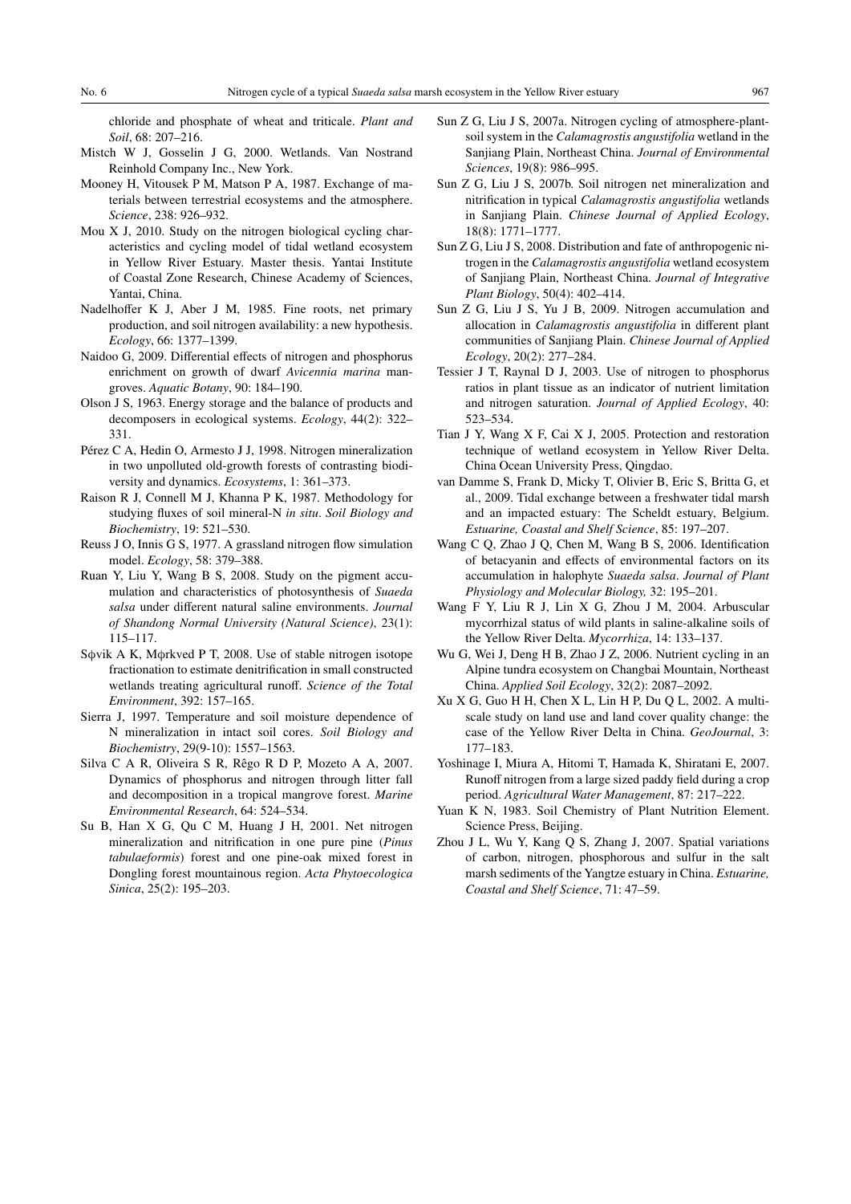chloride and phosphate of wheat and triticale. *Plant and Soil*, 68: 207–216.

Mistch W J, Gosselin J G, 2000. Wetlands. Van Nostrand Reinhold Company Inc., New York.

Mooney H, Vitousek P M, Matson P A, 1987. Exchange of materials between terrestrial ecosystems and the atmosphere. *Science*, 238: 926–932.

Mou X J, 2010. Study on the nitrogen biological cycling characteristics and cycling model of tidal wetland ecosystem in Yellow River Estuary. Master thesis. Yantai Institute of Coastal Zone Research, Chinese Academy of Sciences, Yantai, China.

Nadelhoffer K J, Aber J M, 1985. Fine roots, net primary production, and soil nitrogen availability: a new hypothesis. *Ecology*, 66: 1377–1399.

Naidoo G, 2009. Differential effects of nitrogen and phosphorus enrichment on growth of dwarf *Avicennia marina* mangroves. *Aquatic Botany*, 90: 184–190.

Olson J S, 1963. Energy storage and the balance of products and decomposers in ecological systems. *Ecology*, 44(2): 322–331.

Pérez C A, Hedin O, Armesto J J, 1998. Nitrogen mineralization in two unpolluted old-growth forests of contrasting biodiversity and dynamics. *Ecosystems*, 1: 361–373.

Raison R J, Connell M J, Khanna P K, 1987. Methodology for studying fluxes of soil mineral-N *in situ*. *Soil Biology and Biochemistry*, 19: 521–530.

Reuss J O, Innis G S, 1977. A grassland nitrogen flow simulation model. *Ecology*, 58: 379–388.

Ruan Y, Liu Y, Wang B S, 2008. Study on the pigment accumulation and characteristics of photosynthesis of *Suaeda salsa* under different natural saline environments. *Journal of Shandong Normal University (Natural Science)*, 23(1): 115–117.

Sϕvik A K, Mϕrkved P T, 2008. Use of stable nitrogen isotope fractionation to estimate denitrification in small constructed wetlands treating agricultural runoff. *Science of the Total Environment*, 392: 157–165.

Sierra J, 1997. Temperature and soil moisture dependence of N mineralization in intact soil cores. *Soil Biology and Biochemistry*, 29(9-10): 1557–1563.

Silva C A R, Oliveira S R, Rêgo R D P, Mozeto A A, 2007. Dynamics of phosphorus and nitrogen through litter fall and decomposition in a tropical mangrove forest. *Marine Environmental Research*, 64: 524–534.

Su B, Han X G, Qu C M, Huang J H, 2001. Net nitrogen mineralization and nitrification in one pure pine (*Pinus tabulaeformis*) forest and one pine-oak mixed forest in Dongling forest mountainous region. *Acta Phytoecologica Sinica*, 25(2): 195–203.

Sun Z G, Liu J S, 2007a. Nitrogen cycling of atmosphere-plant-soil system in the *Calamagrostis angustifolia* wetland in the Sanjiang Plain, Northeast China. *Journal of Environmental Sciences*, 19(8): 986–995.

Sun Z G, Liu J S, 2007b. Soil nitrogen net mineralization and nitrification in typical *Calamagrostis angustifolia* wetlands in Sanjiang Plain. *Chinese Journal of Applied Ecology*, 18(8): 1771–1777.

Sun Z G, Liu J S, 2008. Distribution and fate of anthropogenic nitrogen in the *Calamagrostis angustifolia* wetland ecosystem of Sanjiang Plain, Northeast China. *Journal of Integrative Plant Biology*, 50(4): 402–414.

Sun Z G, Liu J S, Yu J B, 2009. Nitrogen accumulation and allocation in *Calamagrostis angustifolia* in different plant communities of Sanjiang Plain. *Chinese Journal of Applied Ecology*, 20(2): 277–284.

Tessier J T, Raynal D J, 2003. Use of nitrogen to phosphorus ratios in plant tissue as an indicator of nutrient limitation and nitrogen saturation. *Journal of Applied Ecology*, 40: 523–534.

Tian J Y, Wang X F, Cai X J, 2005. Protection and restoration technique of wetland ecosystem in Yellow River Delta. China Ocean University Press, Qingdao.

van Damme S, Frank D, Micky T, Olivier B, Eric S, Britta G, et al., 2009. Tidal exchange between a freshwater tidal marsh and an impacted estuary: The Scheldt estuary, Belgium. *Estuarine, Coastal and Shelf Science*, 85: 197–207.

Wang C Q, Zhao J Q, Chen M, Wang B S, 2006. Identification of betacyanin and effects of environmental factors on its accumulation in halophyte *Suaeda salsa*. *Journal of Plant Physiology and Molecular Biology,* 32: 195–201.

Wang F Y, Liu R J, Lin X G, Zhou J M, 2004. Arbuscular mycorrhizal status of wild plants in saline-alkaline soils of the Yellow River Delta. *Mycorrhiza*, 14: 133–137.

Wu G, Wei J, Deng H B, Zhao J Z, 2006. Nutrient cycling in an Alpine tundra ecosystem on Changbai Mountain, Northeast China. *Applied Soil Ecology*, 32(2): 2087–2092.

Xu X G, Guo H H, Chen X L, Lin H P, Du Q L, 2002. A multi-scale study on land use and land cover quality change: the case of the Yellow River Delta in China. *GeoJournal*, 3: 177–183.

Yoshinage I, Miura A, Hitomi T, Hamada K, Shiratani E, 2007. Runoff nitrogen from a large sized paddy field during a crop period. *Agricultural Water Management*, 87: 217–222.

Yuan K N, 1983. Soil Chemistry of Plant Nutrition Element. Science Press, Beijing.

Zhou J L, Wu Y, Kang Q S, Zhang J, 2007. Spatial variations of carbon, nitrogen, phosphorous and sulfur in the salt marsh sediments of the Yangtze estuary in China. *Estuarine, Coastal and Shelf Science*, 71: 47–59.